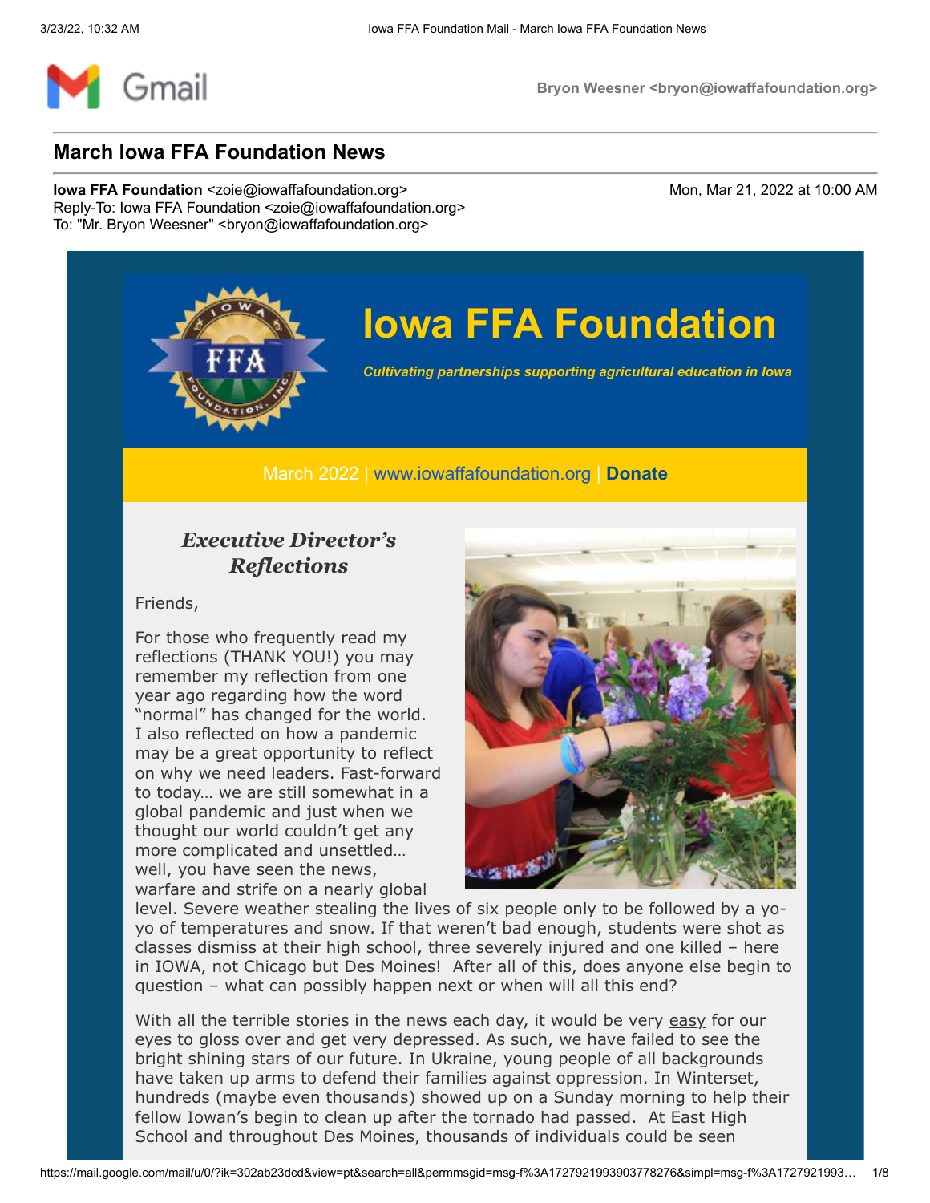Bryon Weesner <bryon@iowaffafoundation.org>

## March Iowa FFA Foundation News

**Iowa FFA Foundation** <zoie@iowaffafoundation.org> — Mon, Mar 21, 2022 at 10:00 AM
Reply-To: Iowa FFA Foundation <zoie@iowaffafoundation.org>
To: "Mr. Bryon Weesner" <bryon@iowaffafoundation.org>

# Iowa FFA Foundation

***Cultivating partnerships supporting agricultural education in Iowa***

March 2022 | www.iowaffafoundation.org | **Donate**

### *Executive Director's Reflections*

Friends,

For those who frequently read my reflections (THANK YOU!) you may remember my reflection from one year ago regarding how the word "normal" has changed for the world. I also reflected on how a pandemic may be a great opportunity to reflect on why we need leaders. Fast-forward to today… we are still somewhat in a global pandemic and just when we thought our world couldn't get any more complicated and unsettled… well, you have seen the news, warfare and strife on a nearly global level. Severe weather stealing the lives of six people only to be followed by a yo-yo of temperatures and snow. If that weren't bad enough, students were shot as classes dismiss at their high school, three severely injured and one killed – here in IOWA, not Chicago but Des Moines! After all of this, does anyone else begin to question – what can possibly happen next or when will all this end?

With all the terrible stories in the news each day, it would be very easy for our eyes to gloss over and get very depressed. As such, we have failed to see the bright shining stars of our future. In Ukraine, young people of all backgrounds have taken up arms to defend their families against oppression. In Winterset, hundreds (maybe even thousands) showed up on a Sunday morning to help their fellow Iowan's begin to clean up after the tornado had passed. At East High School and throughout Des Moines, thousands of individuals could be seen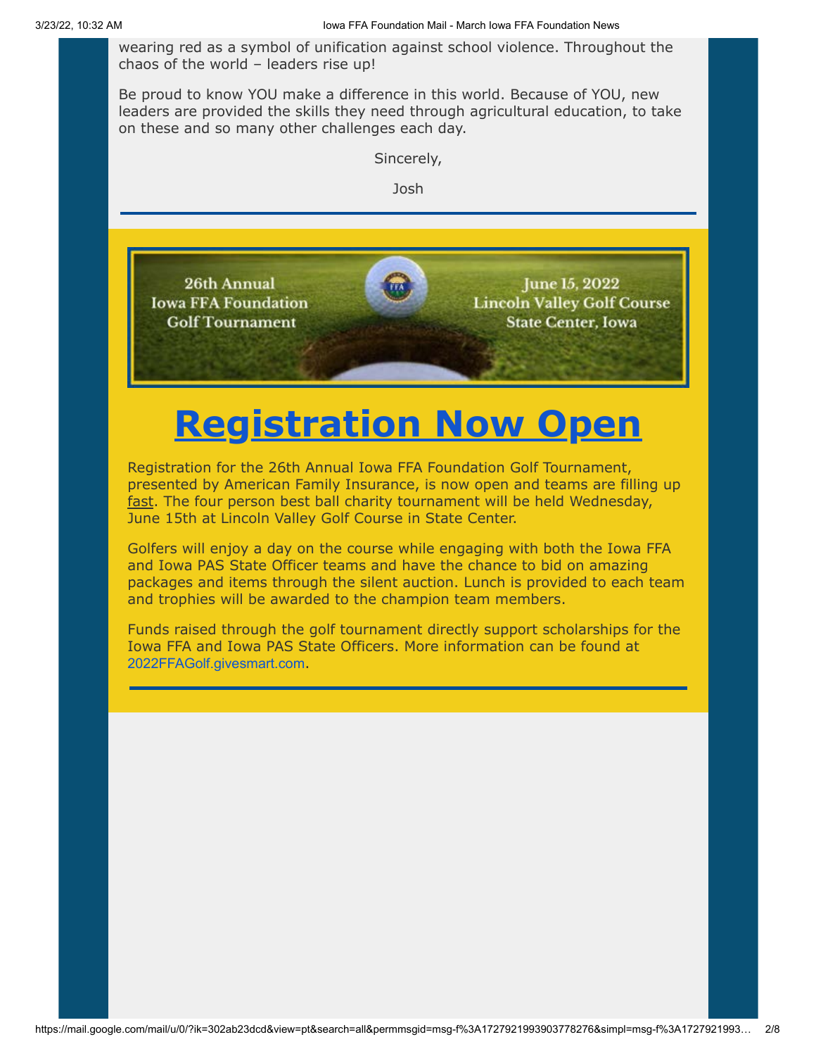wearing red as a symbol of unification against school violence. Throughout the chaos of the world – leaders rise up!

Be proud to know YOU make a difference in this world. Because of YOU, new leaders are provided the skills they need through agricultural education, to take on these and so many other challenges each day.

Sincerely,

Josh

---

26th Annual Iowa FFA Foundation Golf Tournament

June 15, 2022
Lincoln Valley Golf Course
State Center, Iowa

# Registration Now Open

Registration for the 26th Annual Iowa FFA Foundation Golf Tournament, presented by American Family Insurance, is now open and teams are filling up fast. The four person best ball charity tournament will be held Wednesday, June 15th at Lincoln Valley Golf Course in State Center.

Golfers will enjoy a day on the course while engaging with both the Iowa FFA and Iowa PAS State Officer teams and have the chance to bid on amazing packages and items through the silent auction. Lunch is provided to each team and trophies will be awarded to the champion team members.

Funds raised through the golf tournament directly support scholarships for the Iowa FFA and Iowa PAS State Officers. More information can be found at 2022FFAGolf.givesmart.com.

---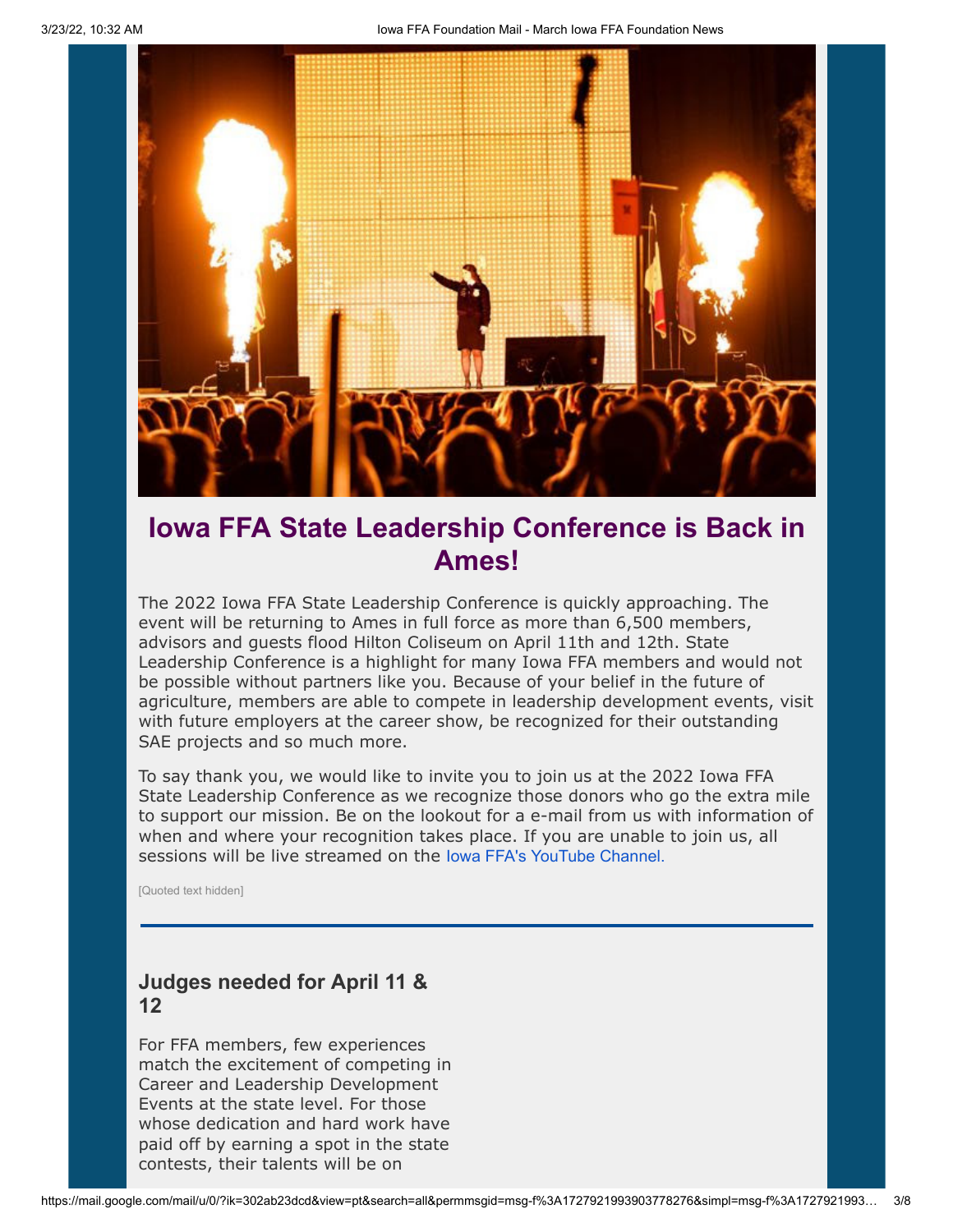## Iowa FFA State Leadership Conference is Back in Ames!

The 2022 Iowa FFA State Leadership Conference is quickly approaching. The event will be returning to Ames in full force as more than 6,500 members, advisors and guests flood Hilton Coliseum on April 11th and 12th. State Leadership Conference is a highlight for many Iowa FFA members and would not be possible without partners like you. Because of your belief in the future of agriculture, members are able to compete in leadership development events, visit with future employers at the career show, be recognized for their outstanding SAE projects and so much more.

To say thank you, we would like to invite you to join us at the 2022 Iowa FFA State Leadership Conference as we recognize those donors who go the extra mile to support our mission. Be on the lookout for a e-mail from us with information of when and where your recognition takes place. If you are unable to join us, all sessions will be live streamed on the Iowa FFA's YouTube Channel.

[Quoted text hidden]

---

### Judges needed for April 11 & 12

For FFA members, few experiences match the excitement of competing in Career and Leadership Development Events at the state level. For those whose dedication and hard work have paid off by earning a spot in the state contests, their talents will be on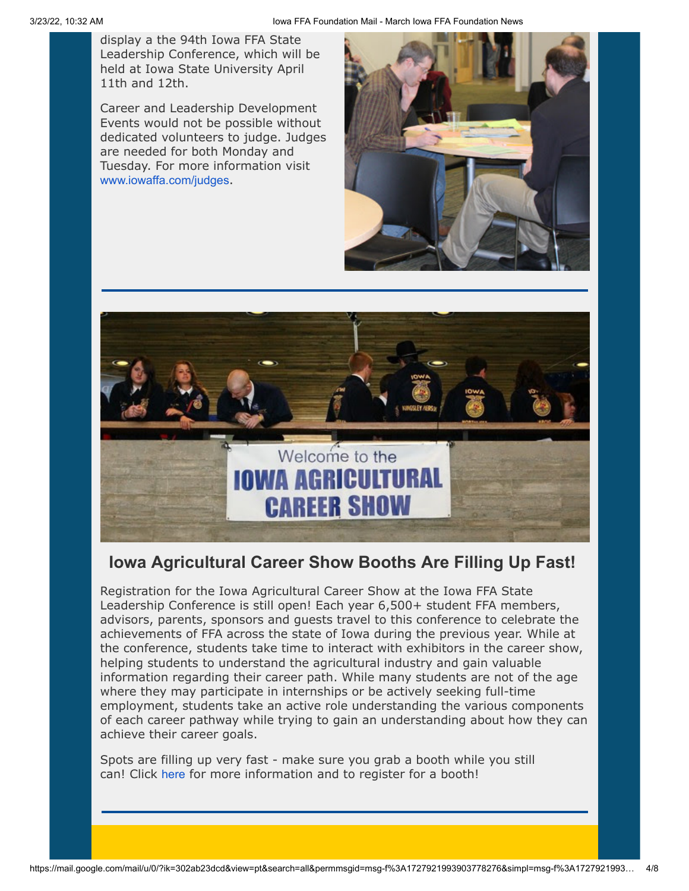display a the 94th Iowa FFA State Leadership Conference, which will be held at Iowa State University April 11th and 12th.

Career and Leadership Development Events would not be possible without dedicated volunteers to judge. Judges are needed for both Monday and Tuesday. For more information visit www.iowaffa.com/judges.

## Iowa Agricultural Career Show Booths Are Filling Up Fast!

Registration for the Iowa Agricultural Career Show at the Iowa FFA State Leadership Conference is still open! Each year 6,500+ student FFA members, advisors, parents, sponsors and guests travel to this conference to celebrate the achievements of FFA across the state of Iowa during the previous year. While at the conference, students take time to interact with exhibitors in the career show, helping students to understand the agricultural industry and gain valuable information regarding their career path. While many students are not of the age where they may participate in internships or be actively seeking full-time employment, students take an active role understanding the various components of each career pathway while trying to gain an understanding about how they can achieve their career goals.

Spots are filling up very fast - make sure you grab a booth while you still can! Click here for more information and to register for a booth!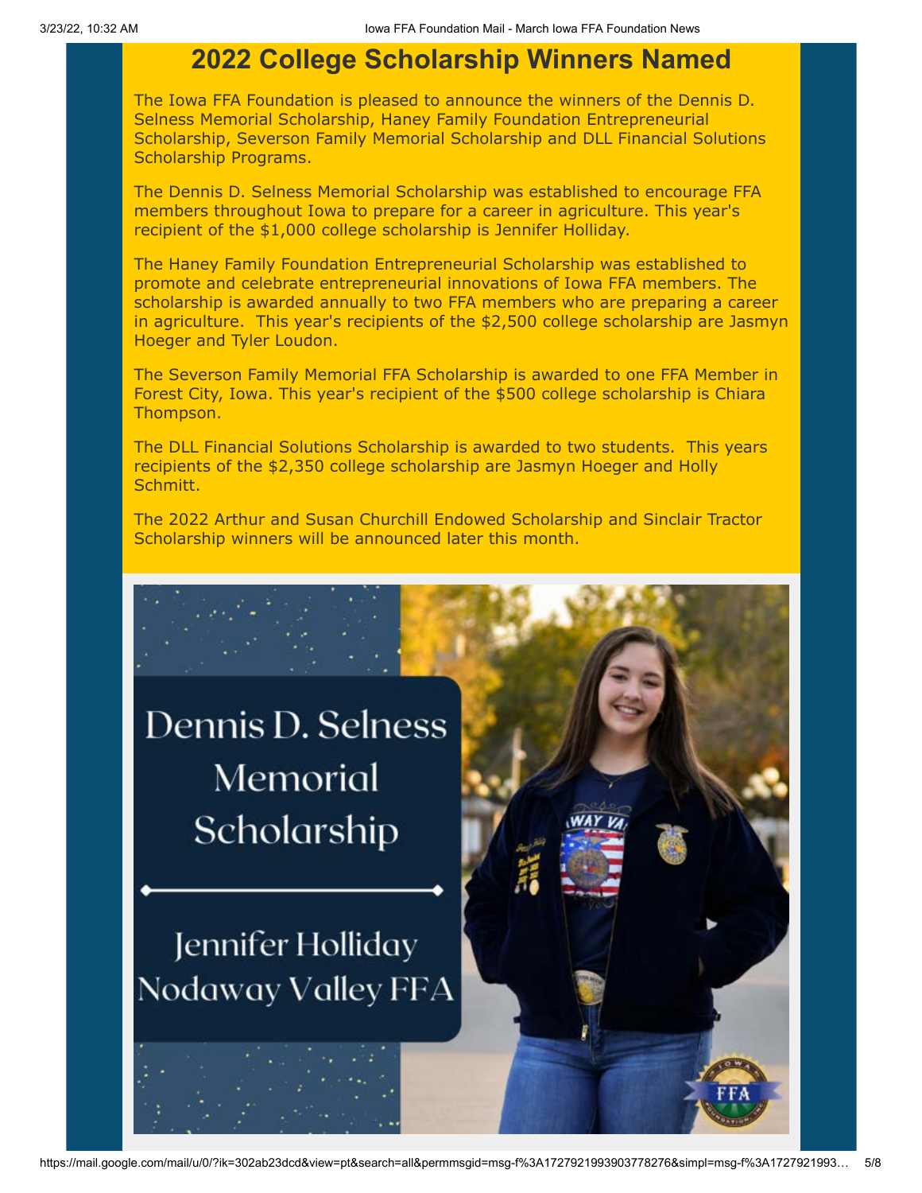# 2022 College Scholarship Winners Named

The Iowa FFA Foundation is pleased to announce the winners of the Dennis D. Selness Memorial Scholarship, Haney Family Foundation Entrepreneurial Scholarship, Severson Family Memorial Scholarship and DLL Financial Solutions Scholarship Programs.

The Dennis D. Selness Memorial Scholarship was established to encourage FFA members throughout Iowa to prepare for a career in agriculture. This year's recipient of the $1,000 college scholarship is Jennifer Holliday.

The Haney Family Foundation Entrepreneurial Scholarship was established to promote and celebrate entrepreneurial innovations of Iowa FFA members. The scholarship is awarded annually to two FFA members who are preparing a career in agriculture. This year's recipients of the $2,500 college scholarship are Jasmyn Hoeger and Tyler Loudon.

The Severson Family Memorial FFA Scholarship is awarded to one FFA Member in Forest City, Iowa. This year's recipient of the $500 college scholarship is Chiara Thompson.

The DLL Financial Solutions Scholarship is awarded to two students. This years recipients of the $2,350 college scholarship are Jasmyn Hoeger and Holly Schmitt.

The 2022 Arthur and Susan Churchill Endowed Scholarship and Sinclair Tractor Scholarship winners will be announced later this month.

Dennis D. Selness Memorial Scholarship

Jennifer Holliday
Nodaway Valley FFA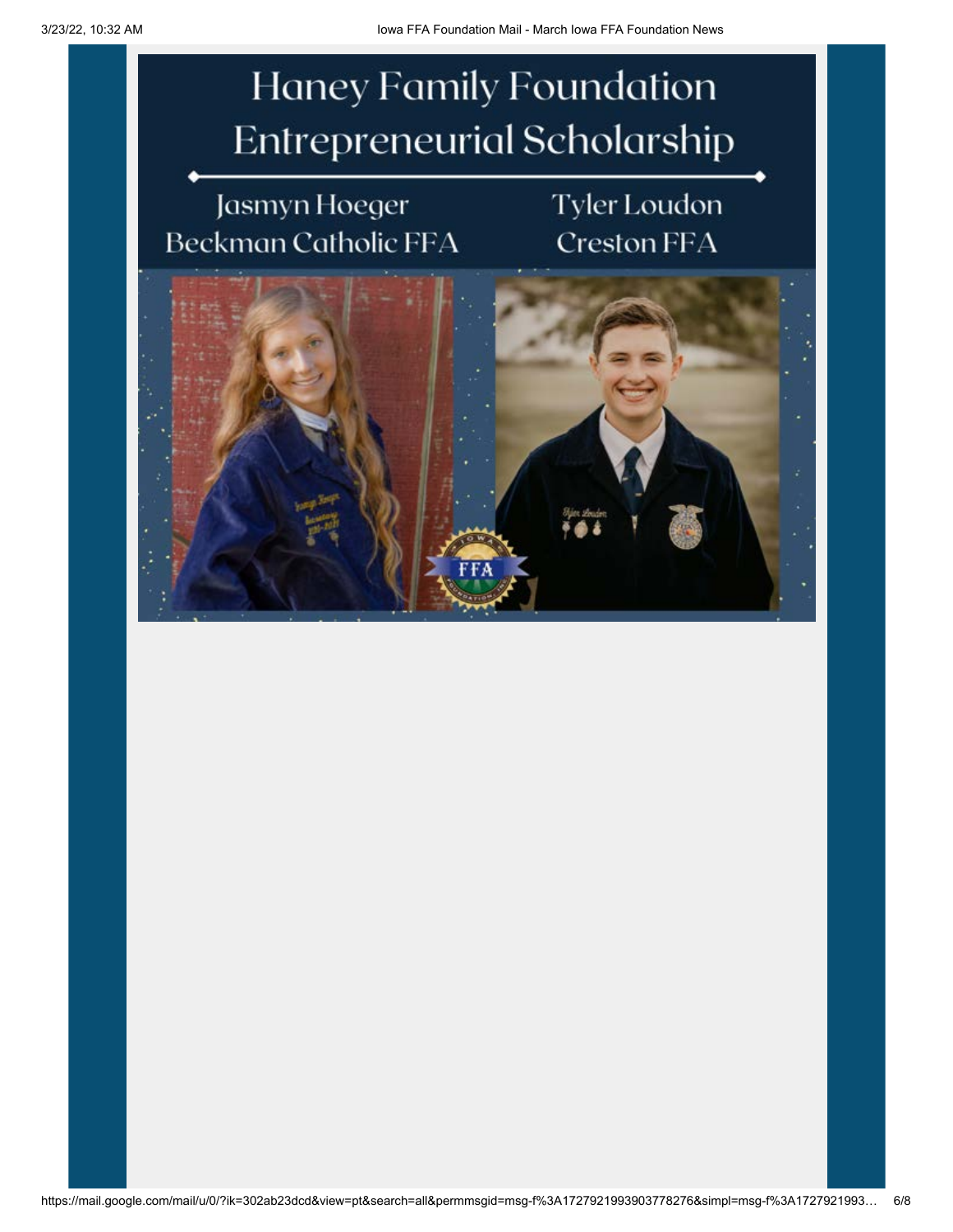# Haney Family Foundation Entrepreneurial Scholarship

Jasmyn Hoeger
Beckman Catholic FFA

Tyler Loudon
Creston FFA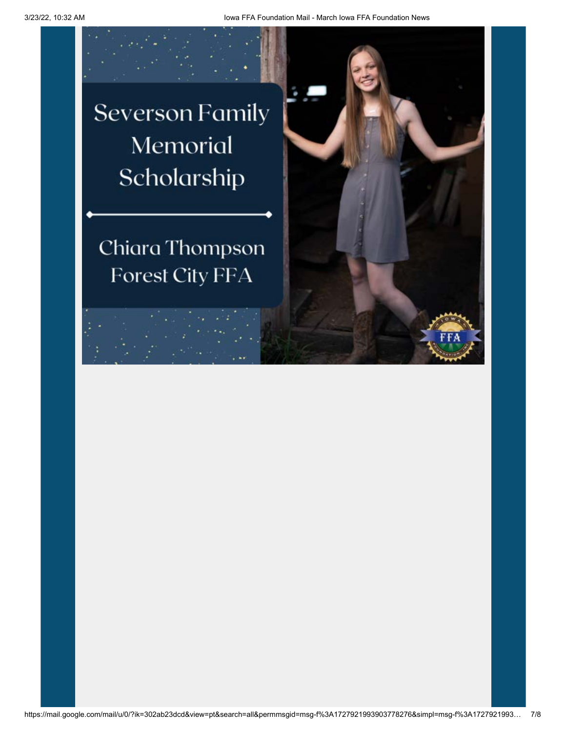Severson Family Memorial Scholarship

Chiara Thompson
Forest City FFA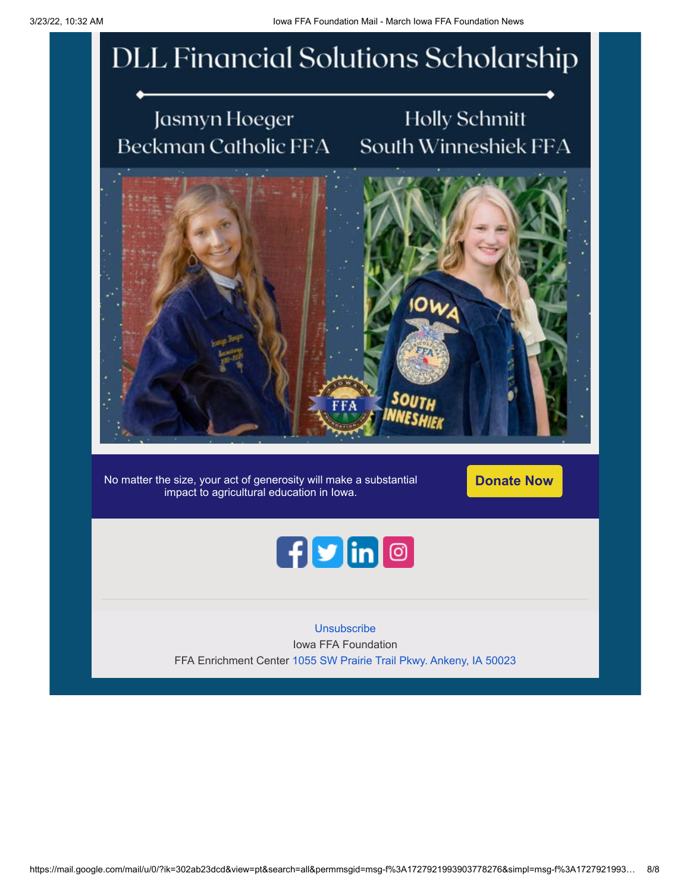# DLL Financial Solutions Scholarship

Jasmyn Hoeger
Beckman Catholic FFA

Holly Schmitt
South Winneshiek FFA

No matter the size, your act of generosity will make a substantial impact to agricultural education in Iowa.

**Donate Now**

Unsubscribe

Iowa FFA Foundation

FFA Enrichment Center 1055 SW Prairie Trail Pkwy. Ankeny, IA 50023